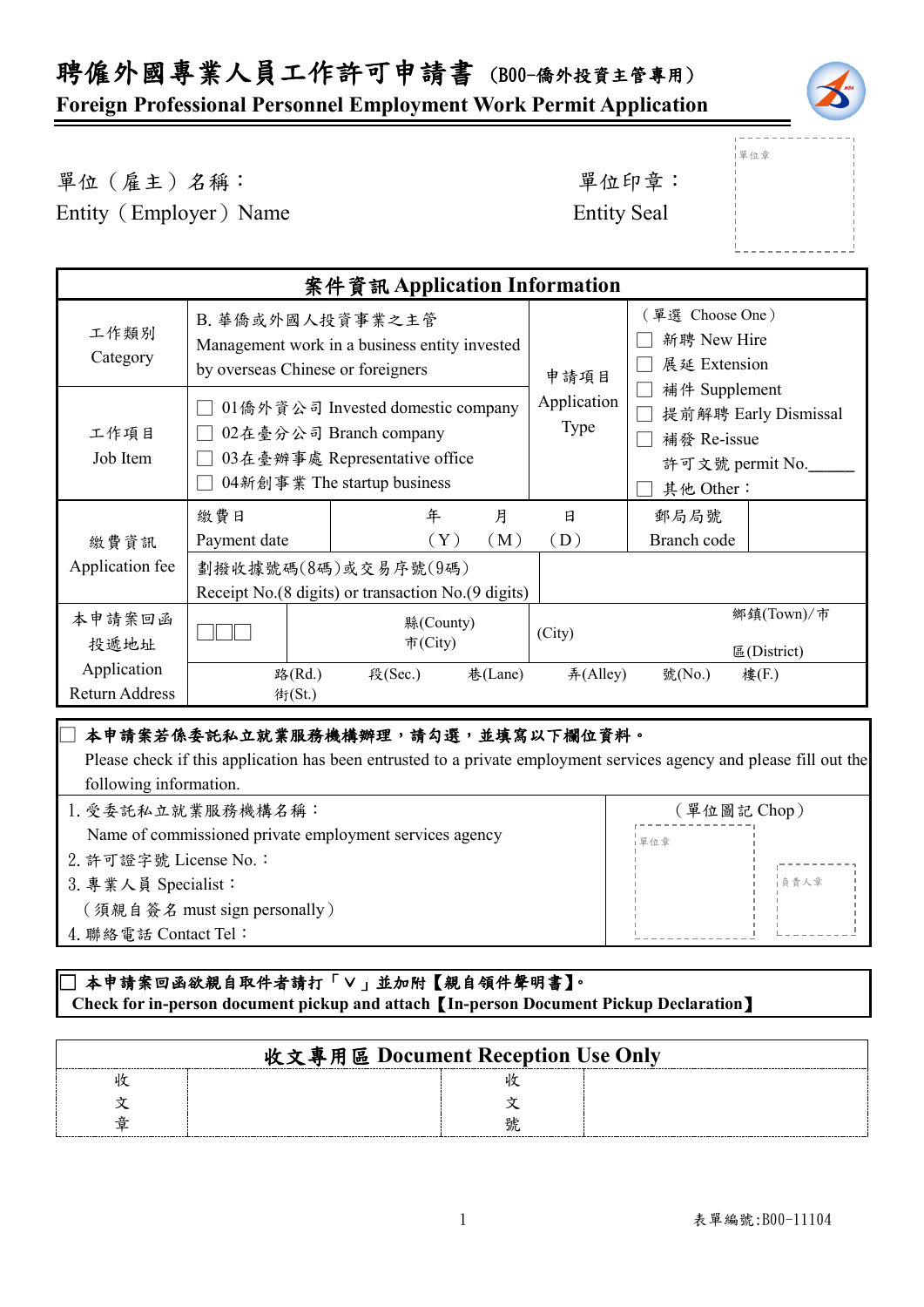# 聘僱外國專業人員工作許可申請書 (B00-僑外投資主管專用)
## Foreign Professional Personnel Employment Work Permit Application

單位（雇主）名稱：
Entity（Employer）Name

單位印章：
Entity Seal

單位章

| 案件資訊 Application Information | | | | | |
|---|---|---|---|---|---|
| 工作類別 Category | B. 華僑或外國人投資事業之主管 Management work in a business entity invested by overseas Chinese or foreigners | | 申請項目 Application Type | （單選 Choose One）<br>☐ 新聘 New Hire<br>☐ 展延 Extension<br>☐ 補件 Supplement<br>☐ 提前解聘 Early Dismissal<br>☐ 補發 Re-issue<br>許可文號 permit No.______<br>☐ 其他 Other： | |
| 工作項目 Job Item | ☐ 01僑外資公司 Invested domestic company<br>☐ 02在臺分公司 Branch company<br>☐ 03在臺辦事處 Representative office<br>☐ 04新創事業 The startup business | | | | |
| 繳費資訊 Application fee | 繳費日 Payment date | 年（Y） 月（M） 日（D） | | 郵局局號 Branch code | |
| | 劃撥收據號碼(8碼)或交易序號(9碼) Receipt No.(8 digits) or transaction No.(9 digits) | | | | |
| 本申請案回函投遞地址 Application Return Address | ☐☐☐ | 縣(County) 市(City) | (City) | 鄉鎮(Town)/市 區(District) | |
| | 路(Rd.) 街(St.) | 段(Sec.) | 巷(Lane) | 弄(Alley) | 號(No.) 樓(F.) |

☐ **本申請案係委託私立就業服務機構辦理，請勾選，並填寫以下欄位資料。**
Please check if this application has been entrusted to a private employment services agency and please fill out the following information.

| | （單位圖記 Chop） |
|---|---|
| 1. 受委託私立就業服務機構名稱：<br>Name of commissioned private employment services agency<br>2. 許可證字號 License No.：<br>3. 專業人員 Specialist：<br>（須親自簽名 must sign personally）<br>4. 聯絡電話 Contact Tel： | 單位章　負責人章 |

☐ **本申請案回函欲親自取件者請打「V」並加附【親自領件聲明書】。**
**Check for in-person document pickup and attach【In-person Document Pickup Declaration】**

| 收文專用區 Document Reception Use Only | | | |
|---|---|---|---|
| 收文章 | | 收文號 | |

表單編號:B00-11104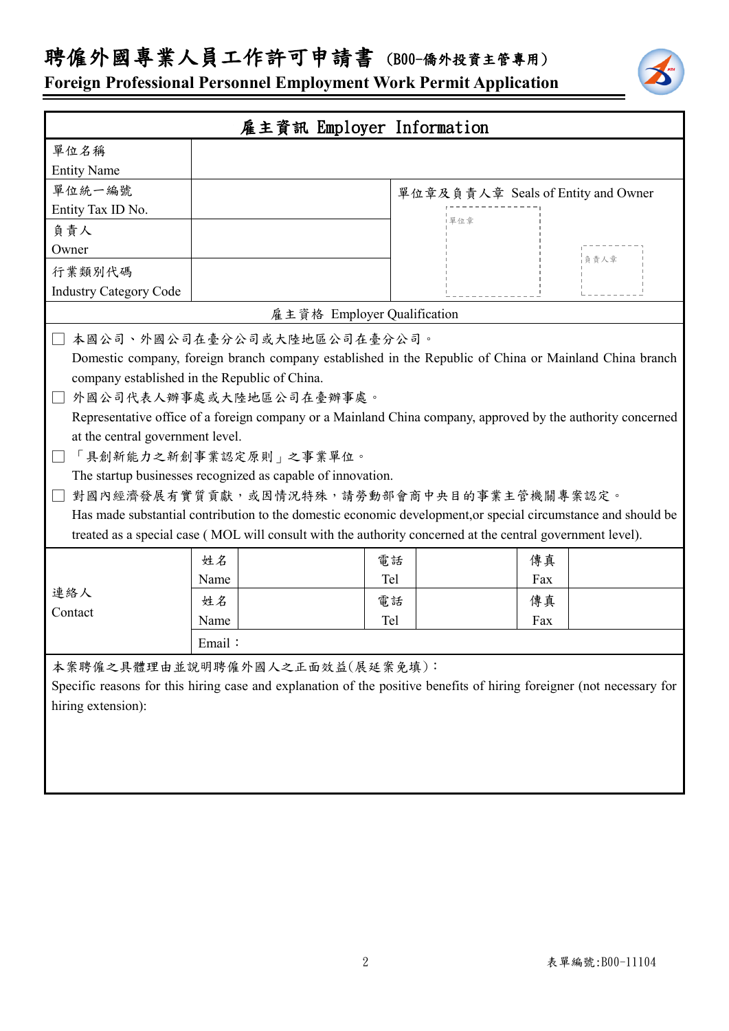# 聘僱外國專業人員工作許可申請書（B00-僑外投資主管專用）

## Foreign Professional Personnel Employment Work Permit Application

| 雇主資訊 Employer Information | | |
|---|---|---|
| 單位名稱<br>Entity Name | | |
| 單位統一編號<br>Entity Tax ID No. | | 單位章及負責人章 Seals of Entity and Owner<br>單位章　負責人章 |
| 負責人<br>Owner | | |
| 行業類別代碼<br>Industry Category Code | | |

**雇主資格 Employer Qualification**

☐ 本國公司、外國公司在臺分公司或大陸地區公司在臺分公司。
Domestic company, foreign branch company established in the Republic of China or Mainland China branch company established in the Republic of China.

☐ 外國公司代表人辦事處或大陸地區公司在臺辦事處。
Representative office of a foreign company or a Mainland China company, approved by the authority concerned at the central government level.

☐ 「具創新能力之新創事業認定原則」之事業單位。
The startup businesses recognized as capable of innovation.

☐ 對國內經濟發展有實質貢獻，或因情況特殊，請勞動部會商中央目的事業主管機關專案認定。
Has made substantial contribution to the domestic economic development,or special circumstance and should be treated as a special case ( MOL will consult with the authority concerned at the central government level).

| 連絡人<br>Contact | 姓名<br>Name | | 電話<br>Tel | | 傳真<br>Fax | |
|---|---|---|---|---|---|---|
| | 姓名<br>Name | | 電話<br>Tel | | 傳真<br>Fax | |
| | Email： | | | | | |

本案聘僱之具體理由並說明聘僱外國人之正面效益(展延案免填)：
Specific reasons for this hiring case and explanation of the positive benefits of hiring foreigner (not necessary for hiring extension):

表單編號:B00-11104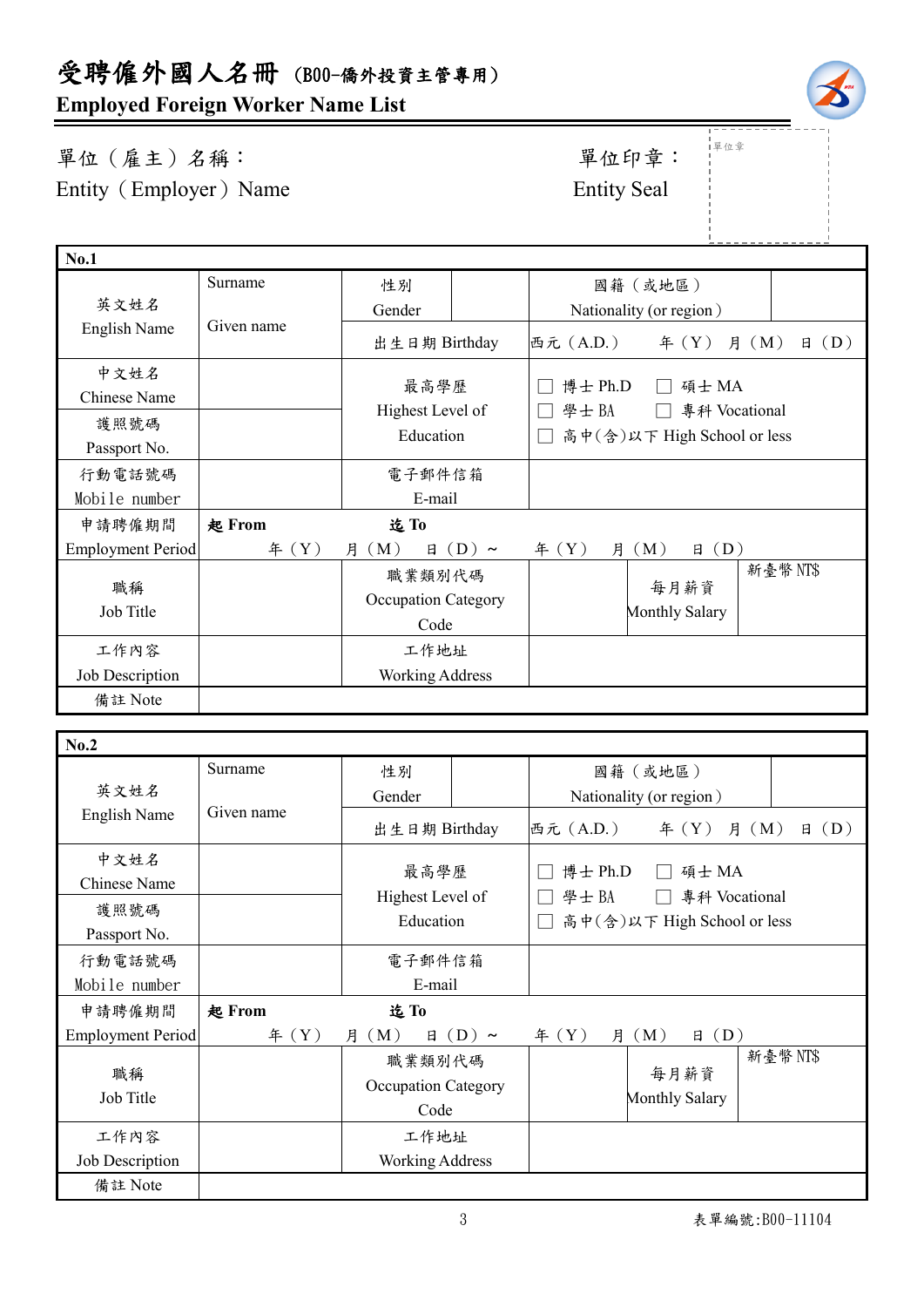# 受聘僑外國人名冊（B00-僑外投資主管專用）

## Employed Foreign Worker Name List

單位（雇主）名稱：
Entity（Employer）Name

單位印章：
Entity Seal

單位章

| No.1 | | | | | | |
|---|---|---|---|---|---|---|
| 英文姓名 English Name | Surname Given name | 性別 Gender | | 國籍（或地區） Nationality (or region) | | |
| | | 出生日期 Birthday | 西元（A.D.） 年（Y） 月（M） 日（D） | | | |
| 中文姓名 Chinese Name | | 最高學歷 Highest Level of Education | ☐ 博士 Ph.D ☐ 碩士 MA ☐ 學士 BA ☐ 專科 Vocational ☐ 高中(含)以下 High School or less | | | |
| 護照號碼 Passport No. | | | | | | |
| 行動電話號碼 Mobile number | | 電子郵件信箱 E-mail | | | | |
| 申請聘僱期間 Employment Period | 起 From 年（Y） 月（M） 日（D）～ | 迄 To 年（Y） 月（M） 日（D） | | | | |
| 職稱 Job Title | | 職業類別代碼 Occupation Category Code | | 每月薪資 Monthly Salary | 新臺幣 NT$ | |
| 工作內容 Job Description | | 工作地址 Working Address | | | | |
| 備註 Note | | | | | | |

| No.2 | | | | | | |
|---|---|---|---|---|---|---|
| 英文姓名 English Name | Surname Given name | 性別 Gender | | 國籍（或地區） Nationality (or region) | | |
| | | 出生日期 Birthday | 西元（A.D.） 年（Y） 月（M） 日（D） | | | |
| 中文姓名 Chinese Name | | 最高學歷 Highest Level of Education | ☐ 博士 Ph.D ☐ 碩士 MA ☐ 學士 BA ☐ 專科 Vocational ☐ 高中(含)以下 High School or less | | | |
| 護照號碼 Passport No. | | | | | | |
| 行動電話號碼 Mobile number | | 電子郵件信箱 E-mail | | | | |
| 申請聘僱期間 Employment Period | 起 From 年（Y） 月（M） 日（D）～ | 迄 To 年（Y） 月（M） 日（D） | | | | |
| 職稱 Job Title | | 職業類別代碼 Occupation Category Code | | 每月薪資 Monthly Salary | 新臺幣 NT$ | |
| 工作內容 Job Description | | 工作地址 Working Address | | | | |
| 備註 Note | | | | | | |

表單編號:B00-11104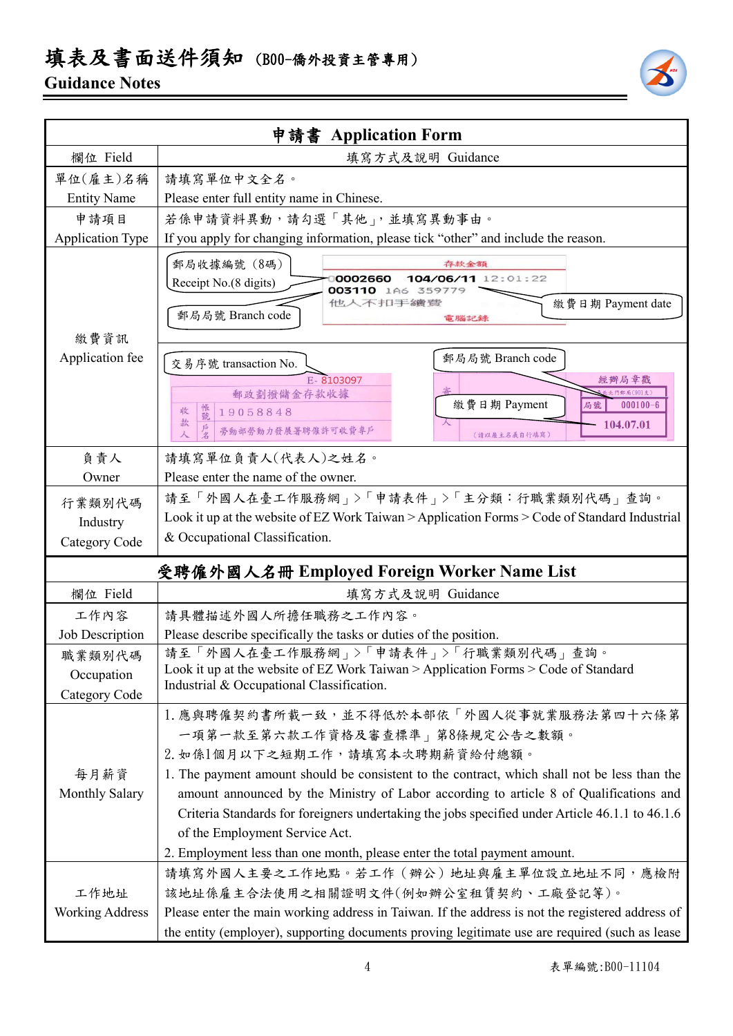# 填表及書面送件須知（B00-僑外投資主管專用）

## Guidance Notes

| 申請書 Application Form | |
|---|---|
| 欄位 Field | 填寫方式及說明 Guidance |
| 單位(雇主)名稱 Entity Name | 請填寫單位中文全名。<br>Please enter full entity name in Chinese. |
| 申請項目 Application Type | 若係申請資料異動，請勾選「其他」，並填寫異動事由。<br>If you apply for changing information, please tick “other” and include the reason. |
| 繳費資訊 Application fee | 郵局收據編號（8碼）Receipt No.(8 digits)<br>郵局局號 Branch code<br>繳費日期 Payment date<br>存款金額<br>00002660 104/06/11 12:01:22<br>003110 1A6 359779<br>他人不扣手續費<br>電腦記錄<br><br>交易序號 transaction No.<br>郵局局號 Branch code<br>繳費日期 Payment<br>E- 8103097<br>郵政劃撥儲金存款收據<br>收款人 帳號 19058848<br>戶名 勞動部勞動力發展署聘僱許可收費專戶<br>經辦局章戳<br>局號 000100-6<br>104.07.01<br>（請以雇主名義自行填寫） |
| 負責人 Owner | 請填寫單位負責人(代表人)之姓名。<br>Please enter the name of the owner. |
| 行業類別代碼 Industry Category Code | 請至「外國人在臺工作服務網」>「申請表件」>「主分類：行職業類別代碼」查詢。<br>Look it up at the website of EZ Work Taiwan > Application Forms > Code of Standard Industrial & Occupational Classification. |

| 受聘僱外國人名冊 Employed Foreign Worker Name List | |
|---|---|
| 欄位 Field | 填寫方式及說明 Guidance |
| 工作內容 Job Description | 請具體描述外國人所擔任職務之工作內容。<br>Please describe specifically the tasks or duties of the position. |
| 職業類別代碼 Occupation Category Code | 請至「外國人在臺工作服務網」>「申請表件」>「行職業類別代碼」查詢。<br>Look it up at the website of EZ Work Taiwan > Application Forms > Code of Standard Industrial & Occupational Classification. |
| 每月薪資 Monthly Salary | 1. 應與聘僱契約書所載一致，並不得低於本部依「外國人從事就業服務法第四十六條第一項第一款至第六款工作資格及審查標準」第8條規定公告之數額。<br>2. 如係1個月以下之短期工作，請填寫本次聘期薪資給付總額。<br>1. The payment amount should be consistent to the contract, which shall not be less than the amount announced by the Ministry of Labor according to article 8 of Qualifications and Criteria Standards for foreigners undertaking the jobs specified under Article 46.1.1 to 46.1.6 of the Employment Service Act.<br>2. Employment less than one month, please enter the total payment amount. |
| 工作地址 Working Address | 請填寫外國人主要之工作地點。若工作（辦公）地址與雇主單位設立地址不同，應檢附該地址係雇主合法使用之相關證明文件(例如辦公室租賃契約、工廠登記等)。<br>Please enter the main working address in Taiwan. If the address is not the registered address of the entity (employer), supporting documents proving legitimate use are required (such as lease |

表單編號:B00-11104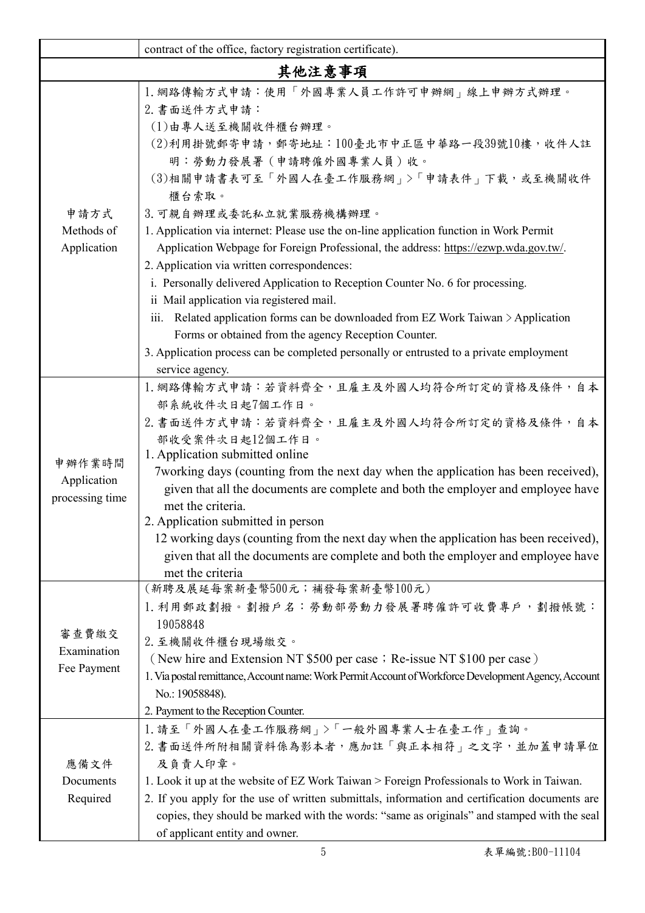| | |
|---|---|
| | contract of the office, factory registration certificate). |
| **其他注意事項** | |
| 申請方式<br>Methods of Application | 1. 網路傳輸方式申請：使用「外國專業人員工作許可申辦網」線上申辦方式辦理。<br>2. 書面送件方式申請：<br>(1)由專人送至機關收件櫃台辦理。<br>(2)利用掛號郵寄申請，郵寄地址：100臺北市中正區中華路一段39號10樓，收件人註明：勞動力發展署（申請聘僱外國專業人員）收。<br>(3)相關申請書表可至「外國人在臺工作服務網」>「申請表件」下載，或至機關收件櫃台索取。<br>3. 可親自辦理或委託私立就業服務機構辦理。<br>1. Application via internet: Please use the on-line application function in Work Permit Application Webpage for Foreign Professional, the address: https://ezwp.wda.gov.tw/.<br>2. Application via written correspondences:<br>i. Personally delivered Application to Reception Counter No. 6 for processing.<br>ii Mail application via registered mail.<br>iii. Related application forms can be downloaded from EZ Work Taiwan > Application Forms or obtained from the agency Reception Counter.<br>3. Application process can be completed personally or entrusted to a private employment service agency. |
| 申辦作業時間<br>Application processing time | 1. 網路傳輸方式申請：若資料齊全，且雇主及外國人均符合所訂定的資格及條件，自本部系統收件次日起7個工作日。<br>2. 書面送件方式申請：若資料齊全，且雇主及外國人均符合所訂定的資格及條件，自本部收受案件次日起12個工作日。<br>1. Application submitted online<br>7working days (counting from the next day when the application has been received), given that all the documents are complete and both the employer and employee have met the criteria.<br>2. Application submitted in person<br>12 working days (counting from the next day when the application has been received), given that all the documents are complete and both the employer and employee have met the criteria |
| 審查費繳交<br>Examination Fee Payment | (新聘及展延每案新臺幣500元；補發每案新臺幣100元)<br>1. 利用郵政劃撥。劃撥戶名：勞動部勞動力發展署聘僱許可收費專戶，劃撥帳號：19058848<br>2. 至機關收件櫃台現場繳交。<br>（New hire and Extension NT $500 per case；Re-issue NT $100 per case）<br>1. Via postal remittance, Account name: Work Permit Account of Workforce Development Agency, Account No.: 19058848).<br>2. Payment to the Reception Counter. |
| 應備文件<br>Documents Required | 1. 請至「外國人在臺工作服務網」>「一般外國專業人士在臺工作」查詢。<br>2. 書面送件所附相關資料係為影本者，應加註「與正本相符」之文字，並加蓋申請單位及負責人印章。<br>1. Look it up at the website of EZ Work Taiwan > Foreign Professionals to Work in Taiwan.<br>2. If you apply for the use of written submittals, information and certification documents are copies, they should be marked with the words: "same as originals" and stamped with the seal of applicant entity and owner. |

表單編號:B00-11104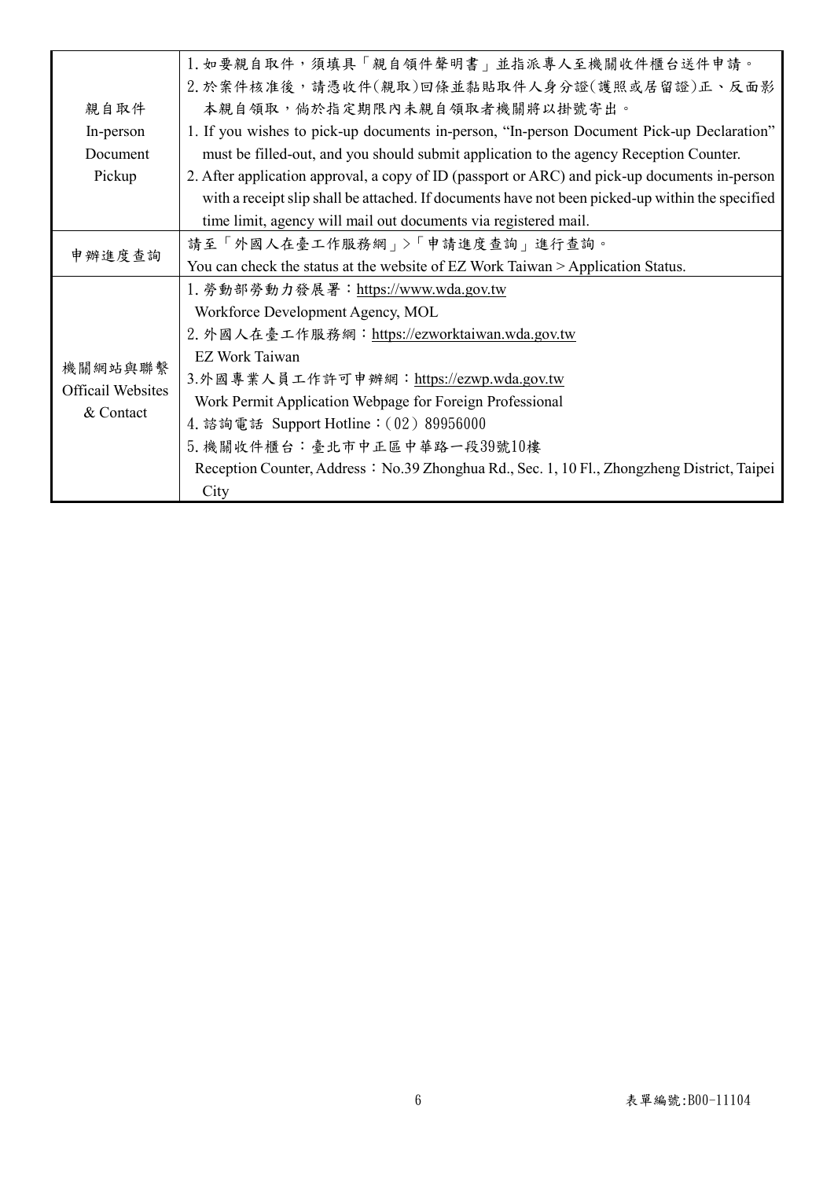| | |
|---|---|
| 親自取件<br>In-person Document Pickup | 1. 如要親自取件，須填具「親自領件聲明書」並指派專人至機關收件櫃台送件申請。<br>2. 於案件核准後，請憑收件(親取)回條並黏貼取件人身分證(護照或居留證)正、反面影本親自領取，倘於指定期限內未親自領取者機關將以掛號寄出。<br>1. If you wishes to pick-up documents in-person, "In-person Document Pick-up Declaration" must be filled-out, and you should submit application to the agency Reception Counter.<br>2. After application approval, a copy of ID (passport or ARC) and pick-up documents in-person with a receipt slip shall be attached. If documents have not been picked-up within the specified time limit, agency will mail out documents via registered mail. |
| 申辦進度查詢 | 請至「外國人在臺工作服務網」>「申請進度查詢」進行查詢。<br>You can check the status at the website of EZ Work Taiwan > Application Status. |
| 機關網站與聯繫<br>Officail Websites & Contact | 1. 勞動部勞動力發展署：https://www.wda.gov.tw<br>Workforce Development Agency, MOL<br>2. 外國人在臺工作服務網：https://ezworktaiwan.wda.gov.tw<br>EZ Work Taiwan<br>3.外國專業人員工作許可申辦網：https://ezwp.wda.gov.tw<br>Work Permit Application Webpage for Foreign Professional<br>4. 諮詢電話 Support Hotline：(02) 89956000<br>5. 機關收件櫃台：臺北市中正區中華路一段39號10樓<br>Reception Counter, Address：No.39 Zhonghua Rd., Sec. 1, 10 Fl., Zhongzheng District, Taipei City |

表單編號:B00-11104